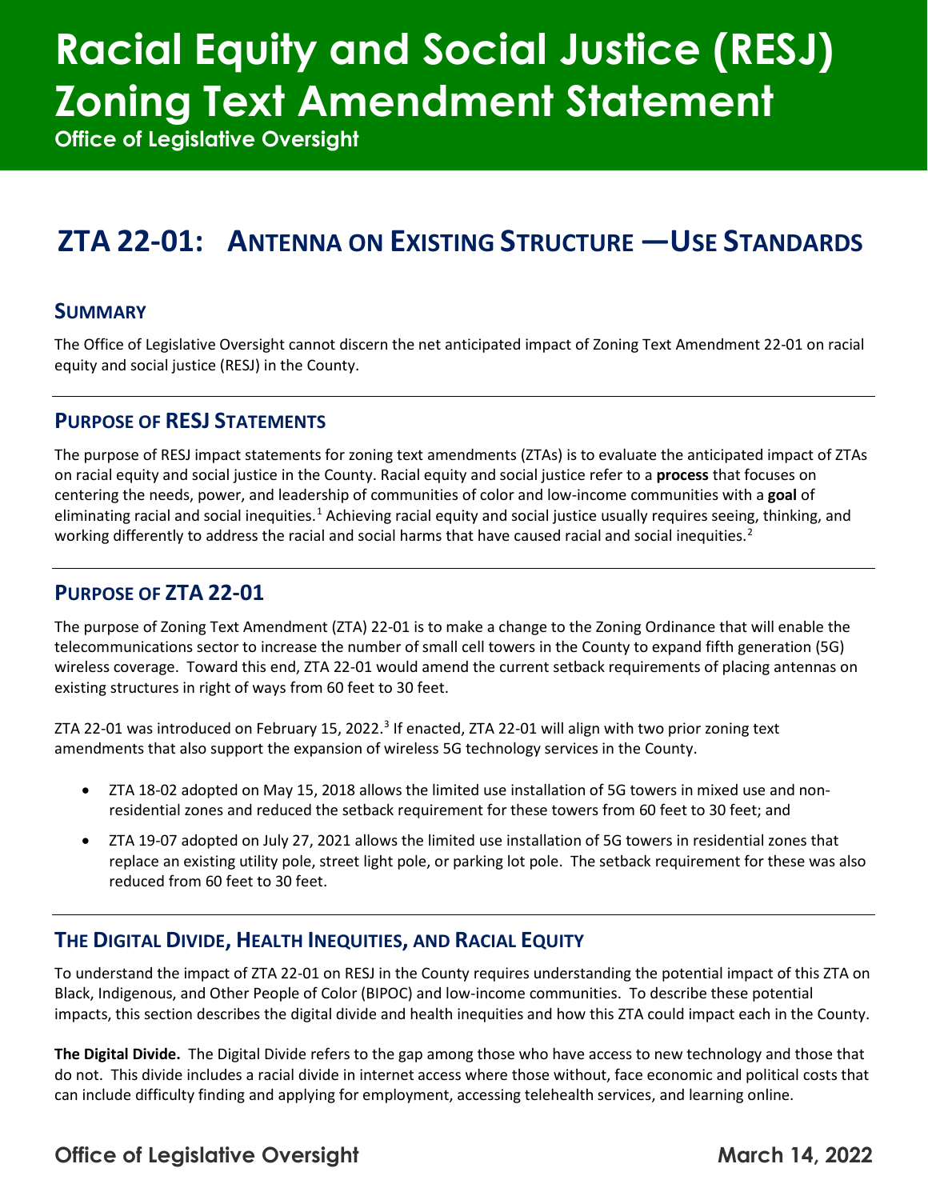# Racial Equity and Social Justice (RESJ) Zoning Text Amendment Statement

**Office of Legislative Oversight**

# ZTA 22-01: Antenna on Existing Structure —Use Standards

## Summary

The Office of Legislative Oversight cannot discern the net anticipated impact of Zoning Text Amendment 22-01 on racial equity and social justice (RESJ) in the County.

## Purpose of RESJ Statements

The purpose of RESJ impact statements for zoning text amendments (ZTAs) is to evaluate the anticipated impact of ZTAs on racial equity and social justice in the County. Racial equity and social justice refer to a **process** that focuses on centering the needs, power, and leadership of communities of color and low-income communities with a **goal** of eliminating racial and social inequities.[1] Achieving racial equity and social justice usually requires seeing, thinking, and working differently to address the racial and social harms that have caused racial and social inequities.[2]

## Purpose of ZTA 22-01

The purpose of Zoning Text Amendment (ZTA) 22-01 is to make a change to the Zoning Ordinance that will enable the telecommunications sector to increase the number of small cell towers in the County to expand fifth generation (5G) wireless coverage. Toward this end, ZTA 22-01 would amend the current setback requirements of placing antennas on existing structures in right of ways from 60 feet to 30 feet.

ZTA 22-01 was introduced on February 15, 2022.[3] If enacted, ZTA 22-01 will align with two prior zoning text amendments that also support the expansion of wireless 5G technology services in the County.

- ZTA 18-02 adopted on May 15, 2018 allows the limited use installation of 5G towers in mixed use and non-residential zones and reduced the setback requirement for these towers from 60 feet to 30 feet; and
- ZTA 19-07 adopted on July 27, 2021 allows the limited use installation of 5G towers in residential zones that replace an existing utility pole, street light pole, or parking lot pole. The setback requirement for these was also reduced from 60 feet to 30 feet.

## The Digital Divide, Health Inequities, and Racial Equity

To understand the impact of ZTA 22-01 on RESJ in the County requires understanding the potential impact of this ZTA on Black, Indigenous, and Other People of Color (BIPOC) and low-income communities. To describe these potential impacts, this section describes the digital divide and health inequities and how this ZTA could impact each in the County.

**The Digital Divide.** The Digital Divide refers to the gap among those who have access to new technology and those that do not. This divide includes a racial divide in internet access where those without, face economic and political costs that can include difficulty finding and applying for employment, accessing telehealth services, and learning online.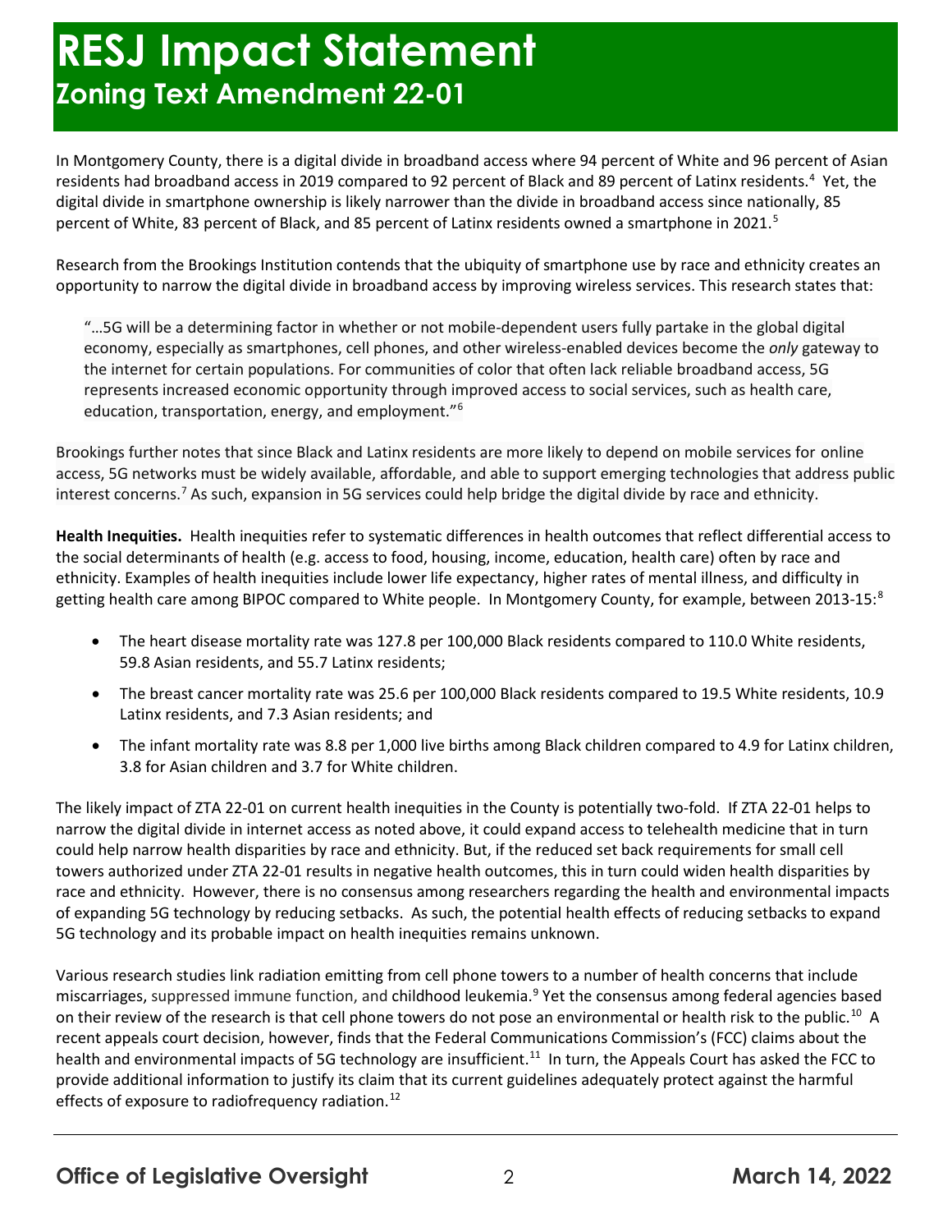# RESJ Impact Statement
## Zoning Text Amendment 22-01

In Montgomery County, there is a digital divide in broadband access where 94 percent of White and 96 percent of Asian residents had broadband access in 2019 compared to 92 percent of Black and 89 percent of Latinx residents.[4] Yet, the digital divide in smartphone ownership is likely narrower than the divide in broadband access since nationally, 85 percent of White, 83 percent of Black, and 85 percent of Latinx residents owned a smartphone in 2021.[5]

Research from the Brookings Institution contends that the ubiquity of smartphone use by race and ethnicity creates an opportunity to narrow the digital divide in broadband access by improving wireless services. This research states that:

> "…5G will be a determining factor in whether or not mobile-dependent users fully partake in the global digital economy, especially as smartphones, cell phones, and other wireless-enabled devices become the *only* gateway to the internet for certain populations. For communities of color that often lack reliable broadband access, 5G represents increased economic opportunity through improved access to social services, such as health care, education, transportation, energy, and employment."[6]

Brookings further notes that since Black and Latinx residents are more likely to depend on mobile services for online access, 5G networks must be widely available, affordable, and able to support emerging technologies that address public interest concerns.[7] As such, expansion in 5G services could help bridge the digital divide by race and ethnicity.

**Health Inequities.** Health inequities refer to systematic differences in health outcomes that reflect differential access to the social determinants of health (e.g. access to food, housing, income, education, health care) often by race and ethnicity. Examples of health inequities include lower life expectancy, higher rates of mental illness, and difficulty in getting health care among BIPOC compared to White people. In Montgomery County, for example, between 2013-15:[8]

- The heart disease mortality rate was 127.8 per 100,000 Black residents compared to 110.0 White residents, 59.8 Asian residents, and 55.7 Latinx residents;
- The breast cancer mortality rate was 25.6 per 100,000 Black residents compared to 19.5 White residents, 10.9 Latinx residents, and 7.3 Asian residents; and
- The infant mortality rate was 8.8 per 1,000 live births among Black children compared to 4.9 for Latinx children, 3.8 for Asian children and 3.7 for White children.

The likely impact of ZTA 22-01 on current health inequities in the County is potentially two-fold. If ZTA 22-01 helps to narrow the digital divide in internet access as noted above, it could expand access to telehealth medicine that in turn could help narrow health disparities by race and ethnicity. But, if the reduced set back requirements for small cell towers authorized under ZTA 22-01 results in negative health outcomes, this in turn could widen health disparities by race and ethnicity. However, there is no consensus among researchers regarding the health and environmental impacts of expanding 5G technology by reducing setbacks. As such, the potential health effects of reducing setbacks to expand 5G technology and its probable impact on health inequities remains unknown.

Various research studies link radiation emitting from cell phone towers to a number of health concerns that include miscarriages, suppressed immune function, and childhood leukemia.[9] Yet the consensus among federal agencies based on their review of the research is that cell phone towers do not pose an environmental or health risk to the public.[10] A recent appeals court decision, however, finds that the Federal Communications Commission's (FCC) claims about the health and environmental impacts of 5G technology are insufficient.[11] In turn, the Appeals Court has asked the FCC to provide additional information to justify its claim that its current guidelines adequately protect against the harmful effects of exposure to radiofrequency radiation.[12]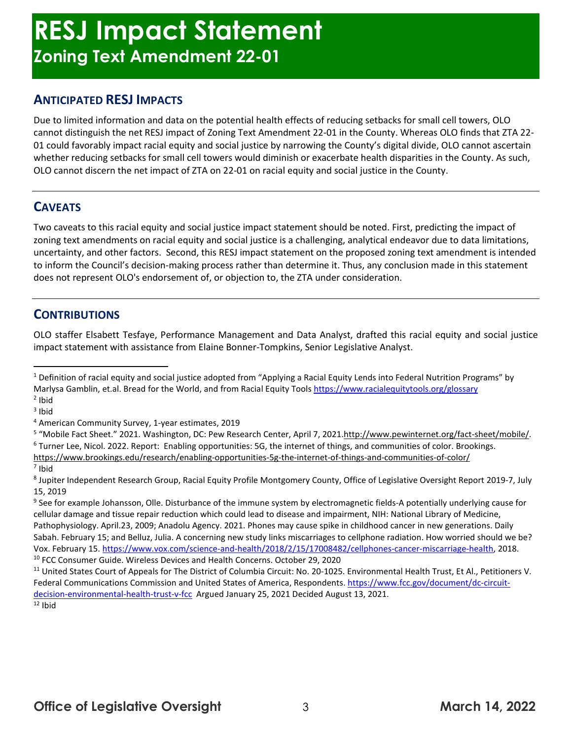# RESJ Impact Statement
## Zoning Text Amendment 22-01

## ANTICIPATED RESJ IMPACTS

Due to limited information and data on the potential health effects of reducing setbacks for small cell towers, OLO cannot distinguish the net RESJ impact of Zoning Text Amendment 22-01 in the County. Whereas OLO finds that ZTA 22-01 could favorably impact racial equity and social justice by narrowing the County's digital divide, OLO cannot ascertain whether reducing setbacks for small cell towers would diminish or exacerbate health disparities in the County. As such, OLO cannot discern the net impact of ZTA on 22-01 on racial equity and social justice in the County.

## CAVEATS

Two caveats to this racial equity and social justice impact statement should be noted. First, predicting the impact of zoning text amendments on racial equity and social justice is a challenging, analytical endeavor due to data limitations, uncertainty, and other factors. Second, this RESJ impact statement on the proposed zoning text amendment is intended to inform the Council's decision-making process rather than determine it. Thus, any conclusion made in this statement does not represent OLO's endorsement of, or objection to, the ZTA under consideration.

## CONTRIBUTIONS

OLO staffer Elsabett Tesfaye, Performance Management and Data Analyst, drafted this racial equity and social justice impact statement with assistance from Elaine Bonner-Tompkins, Senior Legislative Analyst.

---

[1] Definition of racial equity and social justice adopted from "Applying a Racial Equity Lends into Federal Nutrition Programs" by Marlysa Gamblin, et.al. Bread for the World, and from Racial Equity Tools https://www.racialequitytools.org/glossary

[2] Ibid

[3] Ibid

[4] American Community Survey, 1-year estimates, 2019

[5] "Mobile Fact Sheet." 2021. Washington, DC: Pew Research Center, April 7, 2021.http://www.pewinternet.org/fact-sheet/mobile/.

[6] Turner Lee, Nicol. 2022. Report: Enabling opportunities: 5G, the internet of things, and communities of color. Brookings. https://www.brookings.edu/research/enabling-opportunities-5g-the-internet-of-things-and-communities-of-color/

[7] Ibid

[8] Jupiter Independent Research Group, Racial Equity Profile Montgomery County, Office of Legislative Oversight Report 2019-7, July 15, 2019

[9] See for example Johansson, Olle. Disturbance of the immune system by electromagnetic fields-A potentially underlying cause for cellular damage and tissue repair reduction which could lead to disease and impairment, NIH: National Library of Medicine, Pathophysiology. April.23, 2009; Anadolu Agency. 2021. Phones may cause spike in childhood cancer in new generations. Daily Sabah. February 15; and Belluz, Julia. A concerning new study links miscarriages to cellphone radiation. How worried should we be? Vox. February 15. https://www.vox.com/science-and-health/2018/2/15/17008482/cellphones-cancer-miscarriage-health, 2018.

[10] FCC Consumer Guide. Wireless Devices and Health Concerns. October 29, 2020

[11] United States Court of Appeals for The District of Columbia Circuit: No. 20-1025. Environmental Health Trust, Et Al., Petitioners V. Federal Communications Commission and United States of America, Respondents. https://www.fcc.gov/document/dc-circuit-decision-environmental-health-trust-v-fcc Argued January 25, 2021 Decided August 13, 2021.

[12] Ibid